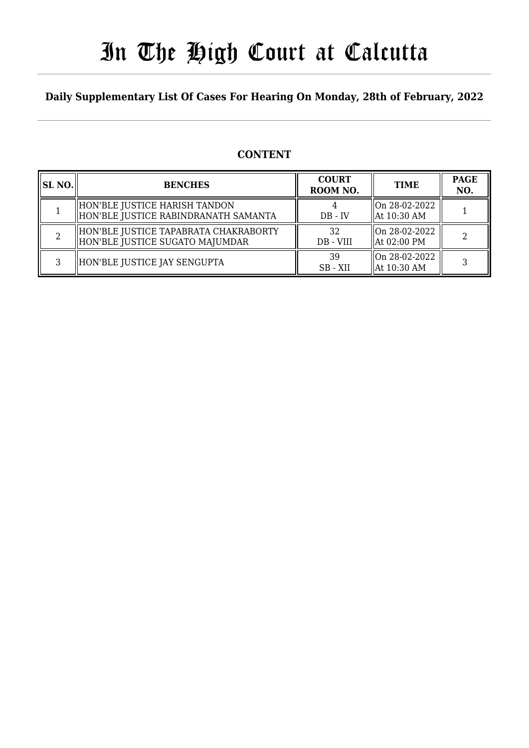# In The High Court at Calcutta

**Daily Supplementary List Of Cases For Hearing On Monday, 28th of February, 2022**

## CONTENT

| SL NO. | BENCHES | COURT ROOM NO. | TIME | PAGE NO. |
|---|---|---|---|---|
| 1 | HON'BLE JUSTICE HARISH TANDON<br>HON'BLE JUSTICE RABINDRANATH SAMANTA | 4<br>DB - IV | On 28-02-2022<br>At 10:30 AM | 1 |
| 2 | HON'BLE JUSTICE TAPABRATA CHAKRABORTY<br>HON'BLE JUSTICE SUGATO MAJUMDAR | 32<br>DB - VIII | On 28-02-2022<br>At 02:00 PM | 2 |
| 3 | HON'BLE JUSTICE JAY SENGUPTA | 39<br>SB - XII | On 28-02-2022<br>At 10:30 AM | 3 |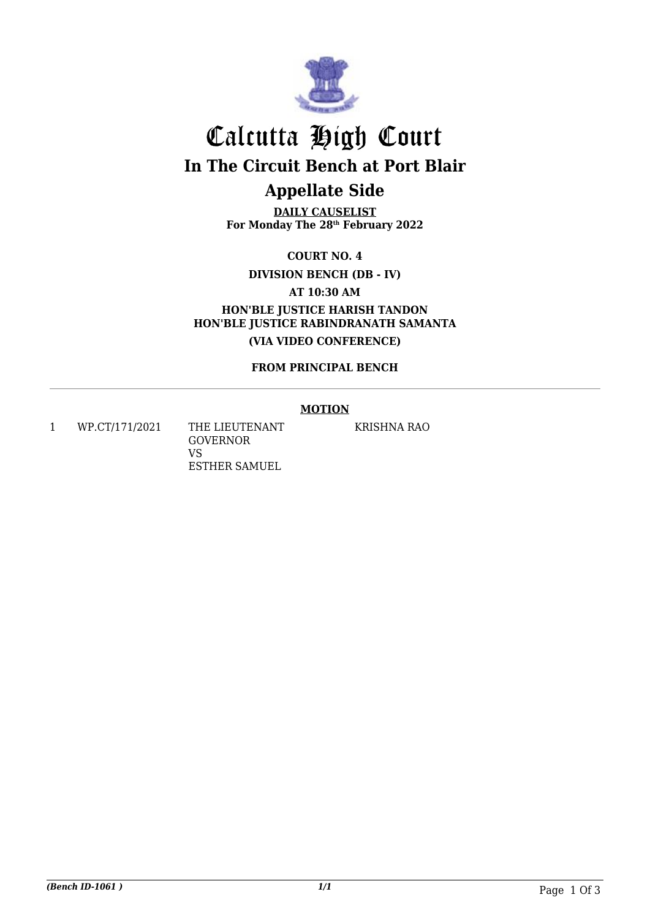# Calcutta High Court

## In The Circuit Bench at Port Blair

## Appellate Side

**DAILY CAUSELIST**
**For Monday The 28th February 2022**

**COURT NO. 4**

**DIVISION BENCH (DB - IV)**

**AT 10:30 AM**

**HON'BLE JUSTICE HARISH TANDON**
**HON'BLE JUSTICE RABINDRANATH SAMANTA**

**(VIA VIDEO CONFERENCE)**

**FROM PRINCIPAL BENCH**

---

**MOTION**

| | | | |
|---|---|---|---|
| 1 | WP.CT/171/2021 | THE LIEUTENANT GOVERNOR<br>VS<br>ESTHER SAMUEL | KRISHNA RAO |

*(Bench ID-1061 )*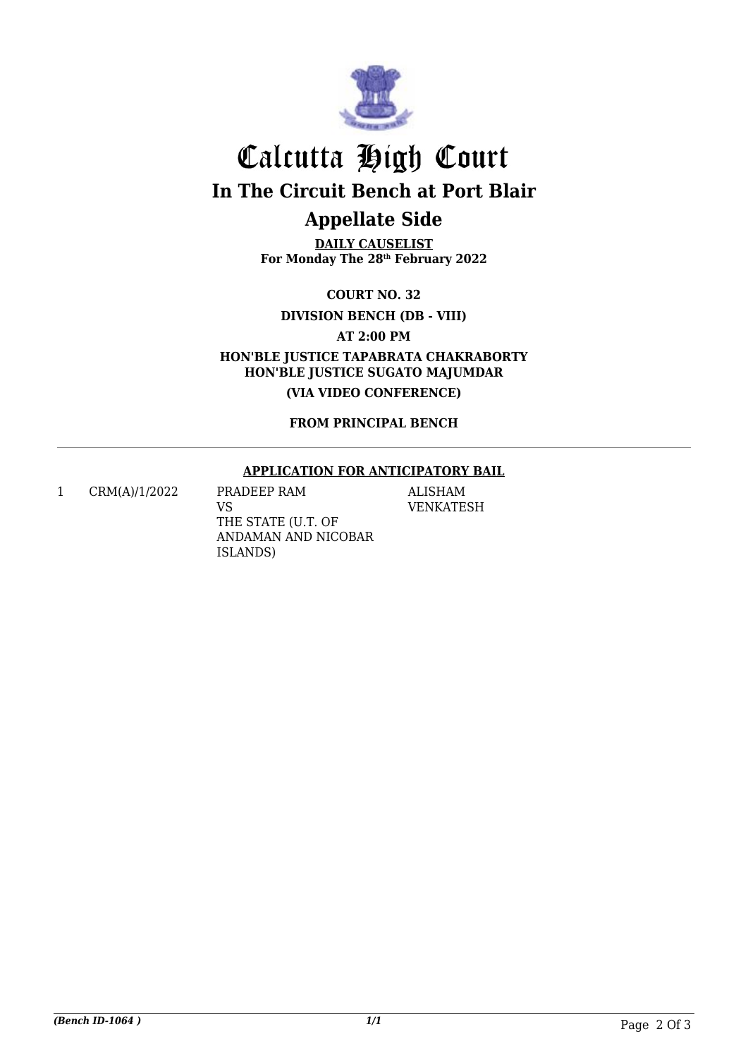# Calcutta High Court

## In The Circuit Bench at Port Blair

## Appellate Side

**DAILY CAUSELIST**
**For Monday The 28th February 2022**

**COURT NO. 32**

**DIVISION BENCH (DB - VIII)**

**AT 2:00 PM**

**HON'BLE JUSTICE TAPABRATA CHAKRABORTY**
**HON'BLE JUSTICE SUGATO MAJUMDAR**

**(VIA VIDEO CONFERENCE)**

**FROM PRINCIPAL BENCH**

---

**APPLICATION FOR ANTICIPATORY BAIL**

| | | | |
|---|---|---|---|
| 1 | CRM(A)/1/2022 | PRADEEP RAM<br>VS<br>THE STATE (U.T. OF ANDAMAN AND NICOBAR ISLANDS) | ALISHAM VENKATESH |

*(Bench ID-1064 )* 1/1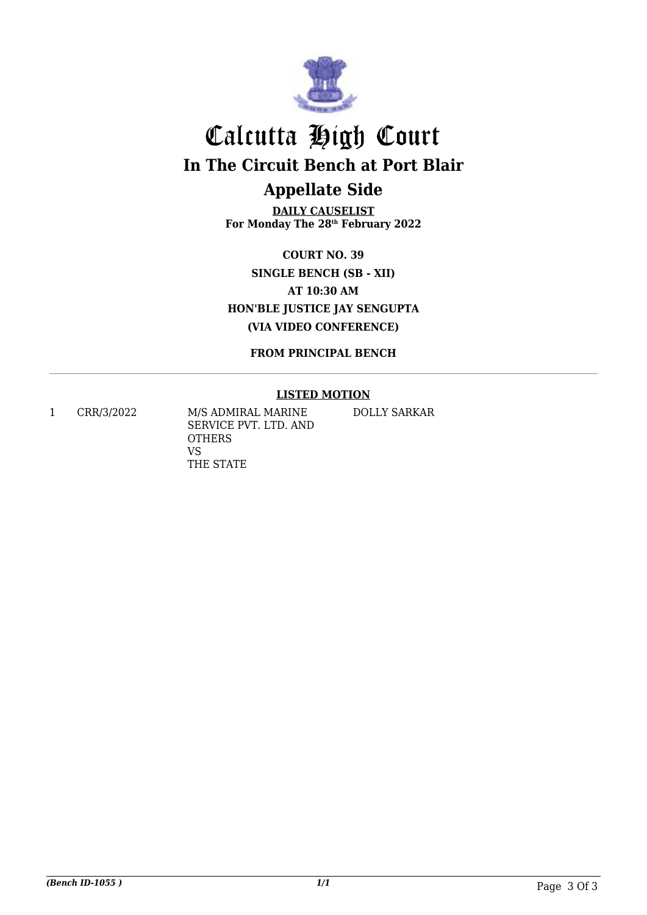# Calcutta High Court

## In The Circuit Bench at Port Blair

## Appellate Side

**DAILY CAUSELIST**
**For Monday The 28th February 2022**

**COURT NO. 39**
**SINGLE BENCH (SB - XII)**
**AT 10:30 AM**
**HON'BLE JUSTICE JAY SENGUPTA**
**(VIA VIDEO CONFERENCE)**

**FROM PRINCIPAL BENCH**

---

**LISTED MOTION**

| | | | |
|---|---|---|---|
| 1 | CRR/3/2022 | M/S ADMIRAL MARINE SERVICE PVT. LTD. AND OTHERS<br>VS<br>THE STATE | DOLLY SARKAR |

*(Bench ID-1055 )* *1/1*